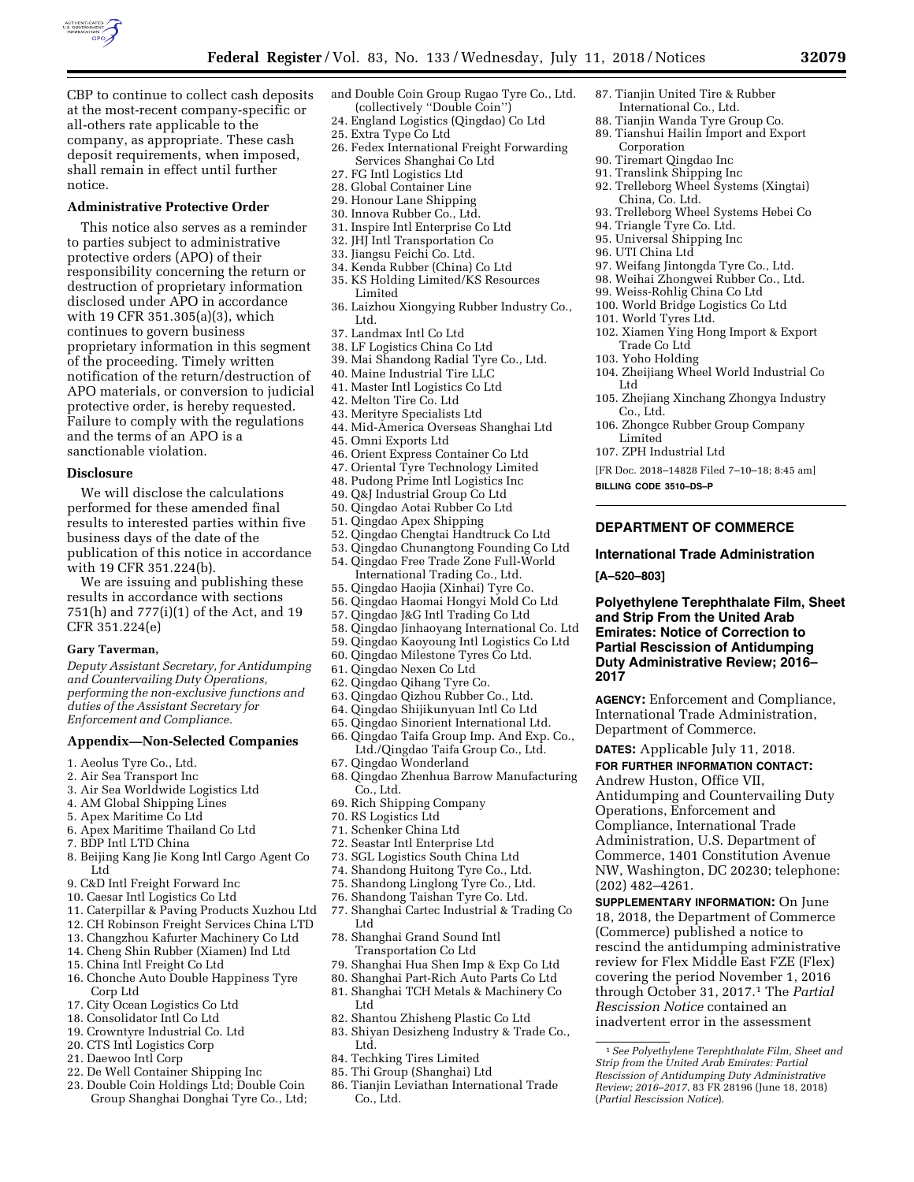CBP to continue to collect cash deposits at the most-recent company-specific or all-others rate applicable to the company, as appropriate. These cash deposit requirements, when imposed, shall remain in effect until further notice.

### Administrative Protective Order

This notice also serves as a reminder to parties subject to administrative protective orders (APO) of their responsibility concerning the return or destruction of proprietary information disclosed under APO in accordance with 19 CFR 351.305(a)(3), which continues to govern business proprietary information in this segment of the proceeding. Timely written notification of the return/destruction of APO materials, or conversion to judicial protective order, is hereby requested. Failure to comply with the regulations and the terms of an APO is a sanctionable violation.

### Disclosure

We will disclose the calculations performed for these amended final results to interested parties within five business days of the date of the publication of this notice in accordance with 19 CFR 351.224(b).

We are issuing and publishing these results in accordance with sections 751(h) and 777(i)(1) of the Act, and 19 CFR 351.224(e)

**Gary Taverman,**

*Deputy Assistant Secretary, for Antidumping and Countervailing Duty Operations, performing the non-exclusive functions and duties of the Assistant Secretary for Enforcement and Compliance.*

### Appendix—Non-Selected Companies

1. Aeolus Tyre Co., Ltd.
2. Air Sea Transport Inc
3. Air Sea Worldwide Logistics Ltd
4. AM Global Shipping Lines
5. Apex Maritime Co Ltd
6. Apex Maritime Thailand Co Ltd
7. BDP Intl LTD China
8. Beijing Kang Jie Kong Intl Cargo Agent Co Ltd
9. C&D Intl Freight Forward Inc
10. Caesar Intl Logistics Co Ltd
11. Caterpillar & Paving Products Xuzhou Ltd
12. CH Robinson Freight Services China LTD
13. Changzhou Kafurter Machinery Co Ltd
14. Cheng Shin Rubber (Xiamen) Ind Ltd
15. China Intl Freight Co Ltd
16. Chonche Auto Double Happiness Tyre Corp Ltd
17. City Ocean Logistics Co Ltd
18. Consolidator Intl Co Ltd
19. Crowntyre Industrial Co. Ltd
20. CTS Intl Logistics Corp
21. Daewoo Intl Corp
22. De Well Container Shipping Inc
23. Double Coin Holdings Ltd; Double Coin Group Shanghai Donghai Tyre Co., Ltd; and Double Coin Group Rugao Tyre Co., Ltd. (collectively ''Double Coin'')
24. England Logistics (Qingdao) Co Ltd
25. Extra Type Co Ltd
26. Fedex International Freight Forwarding Services Shanghai Co Ltd
27. FG Intl Logistics Ltd
28. Global Container Line
29. Honour Lane Shipping
30. Innova Rubber Co., Ltd.
31. Inspire Intl Enterprise Co Ltd
32. JHJ Intl Transportation Co
33. Jiangsu Feichi Co. Ltd.
34. Kenda Rubber (China) Co Ltd
35. KS Holding Limited/KS Resources Limited
36. Laizhou Xiongying Rubber Industry Co., Ltd.
37. Landmax Intl Co Ltd
38. LF Logistics China Co Ltd
39. Mai Shandong Radial Tyre Co., Ltd.
40. Maine Industrial Tire LLC
41. Master Intl Logistics Co Ltd
42. Melton Tire Co. Ltd
43. Merityre Specialists Ltd
44. Mid-America Overseas Shanghai Ltd
45. Omni Exports Ltd
46. Orient Express Container Co Ltd
47. Oriental Tyre Technology Limited
48. Pudong Prime Intl Logistics Inc
49. Q&J Industrial Group Co Ltd
50. Qingdao Aotai Rubber Co Ltd
51. Qingdao Apex Shipping
52. Qingdao Chengtai Handtruck Co Ltd
53. Qingdao Chunangtong Founding Co Ltd
54. Qingdao Free Trade Zone Full-World International Trading Co., Ltd.
55. Qingdao Haojia (Xinhai) Tyre Co.
56. Qingdao Haomai Hongyi Mold Co Ltd
57. Qingdao J&G Intl Trading Co Ltd
58. Qingdao Jinhaoyang International Co. Ltd
59. Qingdao Kaoyoung Intl Logistics Co Ltd
60. Qingdao Milestone Tyres Co Ltd.
61. Qingdao Nexen Co Ltd
62. Qingdao Qihang Tyre Co.
63. Qingdao Qizhou Rubber Co., Ltd.
64. Qingdao Shijikunyuan Intl Co Ltd
65. Qingdao Sinorient International Ltd.
66. Qingdao Taifa Group Imp. And Exp. Co., Ltd./Qingdao Taifa Group Co., Ltd.
67. Qingdao Wonderland
68. Qingdao Zhenhua Barrow Manufacturing Co., Ltd.
69. Rich Shipping Company
70. RS Logistics Ltd
71. Schenker China Ltd
72. Seastar Intl Enterprise Ltd
73. SGL Logistics South China Ltd
74. Shandong Huitong Tyre Co., Ltd.
75. Shandong Linglong Tyre Co., Ltd.
76. Shandong Taishan Tyre Co. Ltd.
77. Shanghai Cartec Industrial & Trading Co Ltd
78. Shanghai Grand Sound Intl Transportation Co Ltd
79. Shanghai Hua Shen Imp & Exp Co Ltd
80. Shanghai Part-Rich Auto Parts Co Ltd
81. Shanghai TCH Metals & Machinery Co Ltd
82. Shantou Zhisheng Plastic Co Ltd
83. Shiyan Desizheng Industry & Trade Co., Ltd.
84. Techking Tires Limited
85. Thi Group (Shanghai) Ltd
86. Tianjin Leviathan International Trade Co., Ltd.
87. Tianjin United Tire & Rubber International Co., Ltd.
88. Tianjin Wanda Tyre Group Co.
89. Tianshui Hailin Import and Export Corporation
90. Tiremart Qingdao Inc
91. Translink Shipping Inc
92. Trelleborg Wheel Systems (Xingtai) China, Co. Ltd.
93. Trelleborg Wheel Systems Hebei Co
94. Triangle Tyre Co. Ltd.
95. Universal Shipping Inc
96. UTI China Ltd
97. Weifang Jintongda Tyre Co., Ltd.
98. Weihai Zhongwei Rubber Co., Ltd.
99. Weiss-Rohlig China Co Ltd
100. World Bridge Logistics Co Ltd
101. World Tyres Ltd.
102. Xiamen Ying Hong Import & Export Trade Co Ltd
103. Yoho Holding
104. Zheijiang Wheel World Industrial Co Ltd
105. Zhejiang Xinchang Zhongya Industry Co., Ltd.
106. Zhongce Rubber Group Company Limited
107. ZPH Industrial Ltd

[FR Doc. 2018–14828 Filed 7–10–18; 8:45 am]

**BILLING CODE 3510–DS–P**

## DEPARTMENT OF COMMERCE

### International Trade Administration

**[A–520–803]**

### Polyethylene Terephthalate Film, Sheet and Strip From the United Arab Emirates: Notice of Correction to Partial Rescission of Antidumping Duty Administrative Review; 2016–2017

**AGENCY:** Enforcement and Compliance, International Trade Administration, Department of Commerce.

**DATES:** Applicable July 11, 2018.

**FOR FURTHER INFORMATION CONTACT:** Andrew Huston, Office VII, Antidumping and Countervailing Duty Operations, Enforcement and Compliance, International Trade Administration, U.S. Department of Commerce, 1401 Constitution Avenue NW, Washington, DC 20230; telephone: (202) 482–4261.

**SUPPLEMENTARY INFORMATION:** On June 18, 2018, the Department of Commerce (Commerce) published a notice to rescind the antidumping administrative review for Flex Middle East FZE (Flex) covering the period November 1, 2016 through October 31, 2017.[1] The *Partial Rescission Notice* contained an inadvertent error in the assessment

[1] *See Polyethylene Terephthalate Film, Sheet and Strip from the United Arab Emirates: Partial Rescission of Antidumping Duty Administrative Review; 2016–2017*, 83 FR 28196 (June 18, 2018) (*Partial Rescission Notice*).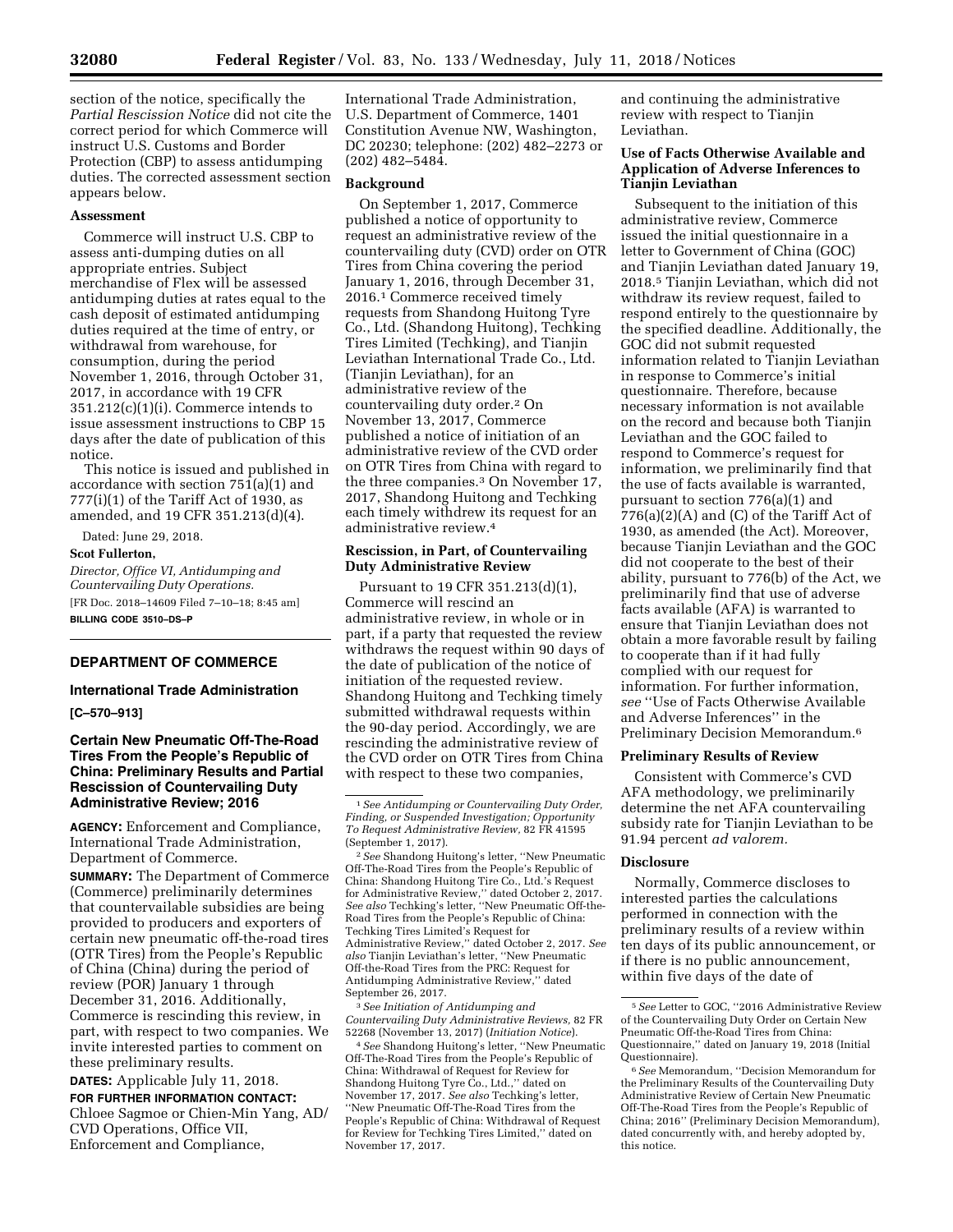section of the notice, specifically the *Partial Rescission Notice* did not cite the correct period for which Commerce will instruct U.S. Customs and Border Protection (CBP) to assess antidumping duties. The corrected assessment section appears below.

### Assessment

Commerce will instruct U.S. CBP to assess anti-dumping duties on all appropriate entries. Subject merchandise of Flex will be assessed antidumping duties at rates equal to the cash deposit of estimated antidumping duties required at the time of entry, or withdrawal from warehouse, for consumption, during the period November 1, 2016, through October 31, 2017, in accordance with 19 CFR 351.212(c)(1)(i). Commerce intends to issue assessment instructions to CBP 15 days after the date of publication of this notice.

This notice is issued and published in accordance with section 751(a)(1) and 777(i)(1) of the Tariff Act of 1930, as amended, and 19 CFR 351.213(d)(4).

Dated: June 29, 2018.

**Scot Fullerton,**

*Director, Office VI, Antidumping and Countervailing Duty Operations.*

[FR Doc. 2018–14609 Filed 7–10–18; 8:45 am]

**BILLING CODE 3510–DS–P**

## DEPARTMENT OF COMMERCE

### International Trade Administration

**[C–570–913]**

### Certain New Pneumatic Off-The-Road Tires From the People's Republic of China: Preliminary Results and Partial Rescission of Countervailing Duty Administrative Review; 2016

**AGENCY:** Enforcement and Compliance, International Trade Administration, Department of Commerce.

**SUMMARY:** The Department of Commerce (Commerce) preliminarily determines that countervailable subsidies are being provided to producers and exporters of certain new pneumatic off-the-road tires (OTR Tires) from the People's Republic of China (China) during the period of review (POR) January 1 through December 31, 2016. Additionally, Commerce is rescinding this review, in part, with respect to two companies. We invite interested parties to comment on these preliminary results.

**DATES:** Applicable July 11, 2018.

**FOR FURTHER INFORMATION CONTACT:** Chloee Sagmoe or Chien-Min Yang, AD/CVD Operations, Office VII, Enforcement and Compliance, International Trade Administration, U.S. Department of Commerce, 1401 Constitution Avenue NW, Washington, DC 20230; telephone: (202) 482–2273 or (202) 482–5484.

### Background

On September 1, 2017, Commerce published a notice of opportunity to request an administrative review of the countervailing duty (CVD) order on OTR Tires from China covering the period January 1, 2016, through December 31, 2016.[1] Commerce received timely requests from Shandong Huitong Tyre Co., Ltd. (Shandong Huitong), Techking Tires Limited (Techking), and Tianjin Leviathan International Trade Co., Ltd. (Tianjin Leviathan), for an administrative review of the countervailing duty order.[2] On November 13, 2017, Commerce published a notice of initiation of an administrative review of the CVD order on OTR Tires from China with regard to the three companies.[3] On November 17, 2017, Shandong Huitong and Techking each timely withdrew its request for an administrative review.[4]

### Rescission, in Part, of Countervailing Duty Administrative Review

Pursuant to 19 CFR 351.213(d)(1), Commerce will rescind an administrative review, in whole or in part, if a party that requested the review withdraws the request within 90 days of the date of publication of the notice of initiation of the requested review. Shandong Huitong and Techking timely submitted withdrawal requests within the 90-day period. Accordingly, we are rescinding the administrative review of the CVD order on OTR Tires from China with respect to these two companies, and continuing the administrative review with respect to Tianjin Leviathan.

### Use of Facts Otherwise Available and Application of Adverse Inferences to Tianjin Leviathan

Subsequent to the initiation of this administrative review, Commerce issued the initial questionnaire in a letter to Government of China (GOC) and Tianjin Leviathan dated January 19, 2018.[5] Tianjin Leviathan, which did not withdraw its review request, failed to respond entirely to the questionnaire by the specified deadline. Additionally, the GOC did not submit requested information related to Tianjin Leviathan in response to Commerce's initial questionnaire. Therefore, because necessary information is not available on the record and because both Tianjin Leviathan and the GOC failed to respond to Commerce's request for information, we preliminarily find that the use of facts available is warranted, pursuant to section 776(a)(1) and 776(a)(2)(A) and (C) of the Tariff Act of 1930, as amended (the Act). Moreover, because Tianjin Leviathan and the GOC did not cooperate to the best of their ability, pursuant to 776(b) of the Act, we preliminarily find that use of adverse facts available (AFA) is warranted to ensure that Tianjin Leviathan does not obtain a more favorable result by failing to cooperate than if it had fully complied with our request for information. For further information, *see* "Use of Facts Otherwise Available and Adverse Inferences" in the Preliminary Decision Memorandum.[6]

### Preliminary Results of Review

Consistent with Commerce's CVD AFA methodology, we preliminarily determine the net AFA countervailing subsidy rate for Tianjin Leviathan to be 91.94 percent *ad valorem.*

### Disclosure

Normally, Commerce discloses to interested parties the calculations performed in connection with the preliminary results of a review within ten days of its public announcement, or if there is no public announcement, within five days of the date of

---

[1] *See Antidumping or Countervailing Duty Order, Finding, or Suspended Investigation; Opportunity To Request Administrative Review,* 82 FR 41595 (September 1, 2017).

[2] *See* Shandong Huitong's letter, "New Pneumatic Off-The-Road Tires from the People's Republic of China: Shandong Huitong Tire Co., Ltd.'s Request for Administrative Review," dated October 2, 2017. *See also* Techking's letter, "New Pneumatic Off-the-Road Tires from the People's Republic of China: Techking Tires Limited's Request for Administrative Review," dated October 2, 2017. *See also* Tianjin Leviathan's letter, "New Pneumatic Off-the-Road Tires from the PRC: Request for Antidumping Administrative Review," dated September 26, 2017.

[3] *See Initiation of Antidumping and Countervailing Duty Administrative Reviews,* 82 FR 52268 (November 13, 2017) (*Initiation Notice*).

[4] *See* Shandong Huitong's letter, "New Pneumatic Off-The-Road Tires from the People's Republic of China: Withdrawal of Request for Review for Shandong Huitong Tyre Co., Ltd.," dated on November 17, 2017. *See also* Techking's letter, "New Pneumatic Off-The-Road Tires from the People's Republic of China: Withdrawal of Request for Review for Techking Tires Limited," dated on November 17, 2017.

[5] *See* Letter to GOC, "2016 Administrative Review of the Countervailing Duty Order on Certain New Pneumatic Off-The-Road Tires from China: Questionnaire," dated on January 19, 2018 (Initial Questionnaire).

[6] *See* Memorandum, "Decision Memorandum for the Preliminary Results of the Countervailing Duty Administrative Review of Certain New Pneumatic Off-The-Road Tires from the People's Republic of China; 2016" (Preliminary Decision Memorandum), dated concurrently with, and hereby adopted by, this notice.